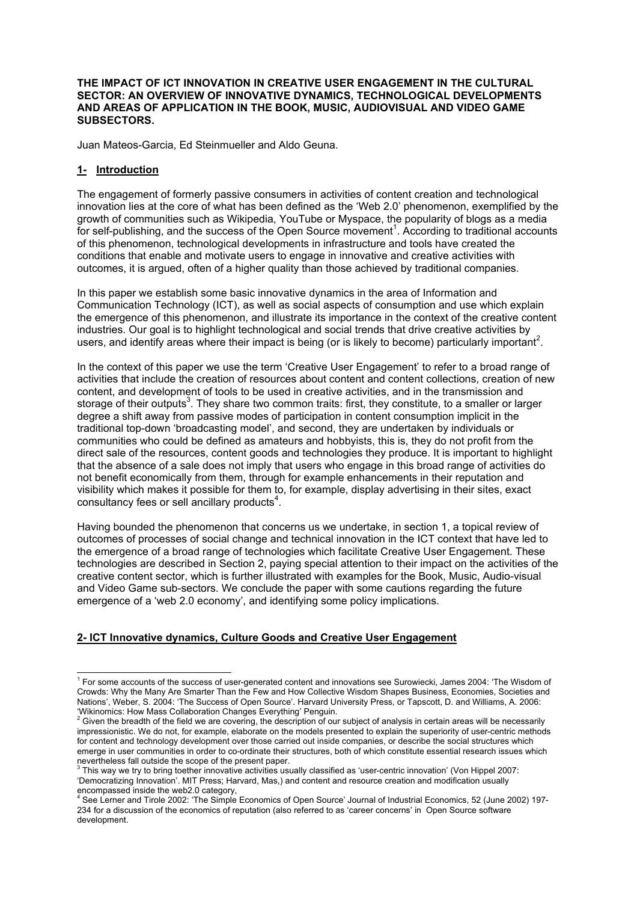**THE IMPACT OF ICT INNOVATION IN CREATIVE USER ENGAGEMENT IN THE CULTURAL SECTOR: AN OVERVIEW OF INNOVATIVE DYNAMICS, TECHNOLOGICAL DEVELOPMENTS AND AREAS OF APPLICATION IN THE BOOK, MUSIC, AUDIOVISUAL AND VIDEO GAME SUBSECTORS.**

Juan Mateos-Garcia, Ed Steinmueller and Aldo Geuna.

## 1- Introduction

The engagement of formerly passive consumers in activities of content creation and technological innovation lies at the core of what has been defined as the 'Web 2.0' phenomenon, exemplified by the growth of communities such as Wikipedia, YouTube or Myspace, the popularity of blogs as a media for self-publishing, and the success of the Open Source movement[1]. According to traditional accounts of this phenomenon, technological developments in infrastructure and tools have created the conditions that enable and motivate users to engage in innovative and creative activities with outcomes, it is argued, often of a higher quality than those achieved by traditional companies.

In this paper we establish some basic innovative dynamics in the area of Information and Communication Technology (ICT), as well as social aspects of consumption and use which explain the emergence of this phenomenon, and illustrate its importance in the context of the creative content industries. Our goal is to highlight technological and social trends that drive creative activities by users, and identify areas where their impact is being (or is likely to become) particularly important[2].

In the context of this paper we use the term 'Creative User Engagement' to refer to a broad range of activities that include the creation of resources about content and content collections, creation of new content, and development of tools to be used in creative activities, and in the transmission and storage of their outputs[3]. They share two common traits: first, they constitute, to a smaller or larger degree a shift away from passive modes of participation in content consumption implicit in the traditional top-down 'broadcasting model', and second, they are undertaken by individuals or communities who could be defined as amateurs and hobbyists, this is, they do not profit from the direct sale of the resources, content goods and technologies they produce. It is important to highlight that the absence of a sale does not imply that users who engage in this broad range of activities do not benefit economically from them, through for example enhancements in their reputation and visibility which makes it possible for them to, for example, display advertising in their sites, exact consultancy fees or sell ancillary products[4].

Having bounded the phenomenon that concerns us we undertake, in section 1, a topical review of outcomes of processes of social change and technical innovation in the ICT context that have led to the emergence of a broad range of technologies which facilitate Creative User Engagement. These technologies are described in Section 2, paying special attention to their impact on the activities of the creative content sector, which is further illustrated with examples for the Book, Music, Audio-visual and Video Game sub-sectors. We conclude the paper with some cautions regarding the future emergence of a 'web 2.0 economy', and identifying some policy implications.

## 2- ICT Innovative dynamics, Culture Goods and Creative User Engagement

---

[1] For some accounts of the success of user-generated content and innovations see Surowiecki, James 2004: 'The Wisdom of Crowds: Why the Many Are Smarter Than the Few and How Collective Wisdom Shapes Business, Economies, Societies and Nations', Weber, S. 2004: 'The Success of Open Source'. Harvard University Press, or Tapscott, D. and Williams, A. 2006: 'Wikinomics: How Mass Collaboration Changes Everything' Penguin.

[2] Given the breadth of the field we are covering, the description of our subject of analysis in certain areas will be necessarily impressionistic. We do not, for example, elaborate on the models presented to explain the superiority of user-centric methods for content and technology development over those carried out inside companies, or describe the social structures which emerge in user communities in order to co-ordinate their structures, both of which constitute essential research issues which nevertheless fall outside the scope of the present paper.

[3] This way we try to bring toether innovative activities usually classified as 'user-centric innovation' (Von Hippel 2007: 'Democratizing Innovation'. MIT Press; Harvard, Mas,) and content and resource creation and modification usually encompassed inside the web2.0 category,

[4] See Lerner and Tirole 2002: 'The Simple Economics of Open Source' Journal of Industrial Economics, 52 (June 2002) 197-234 for a discussion of the economics of reputation (also referred to as 'career concerns' in Open Source software development.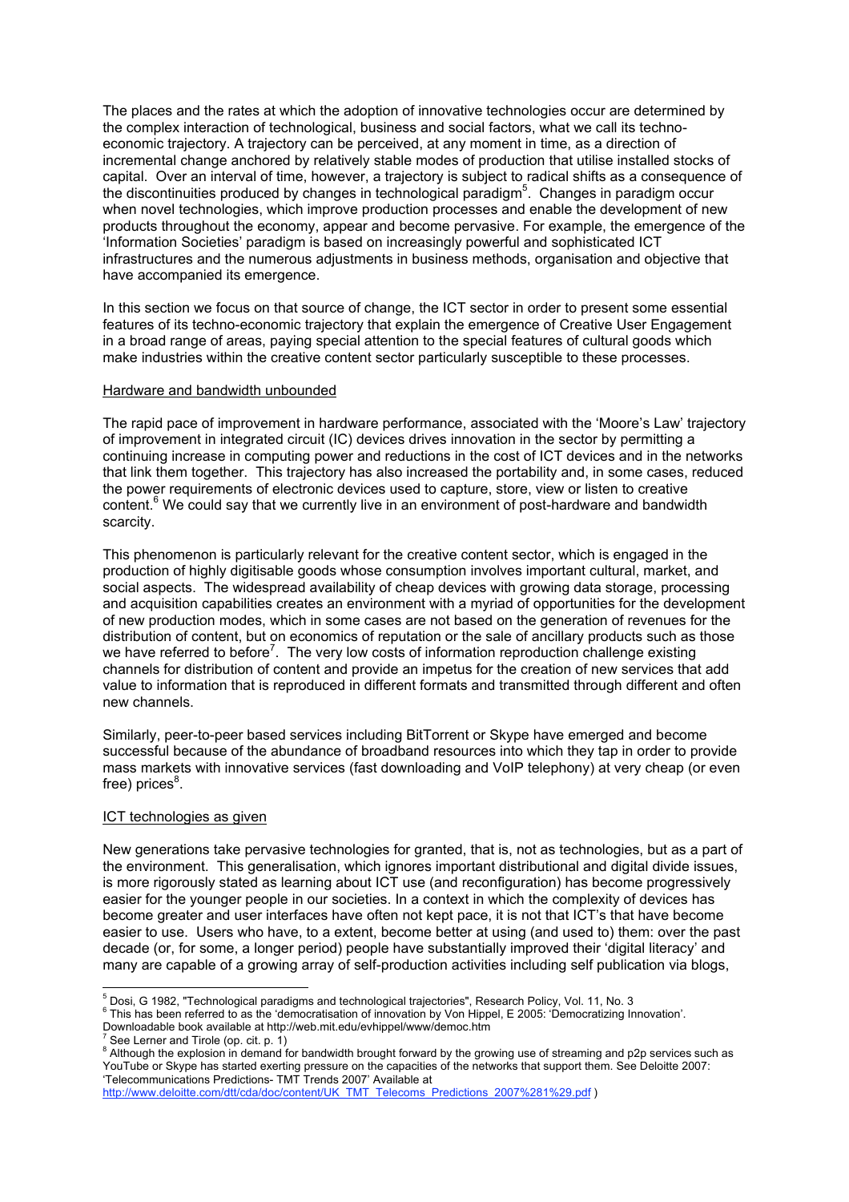The places and the rates at which the adoption of innovative technologies occur are determined by the complex interaction of technological, business and social factors, what we call its techno-economic trajectory. A trajectory can be perceived, at any moment in time, as a direction of incremental change anchored by relatively stable modes of production that utilise installed stocks of capital. Over an interval of time, however, a trajectory is subject to radical shifts as a consequence of the discontinuities produced by changes in technological paradigm[5]. Changes in paradigm occur when novel technologies, which improve production processes and enable the development of new products throughout the economy, appear and become pervasive. For example, the emergence of the 'Information Societies' paradigm is based on increasingly powerful and sophisticated ICT infrastructures and the numerous adjustments in business methods, organisation and objective that have accompanied its emergence.

In this section we focus on that source of change, the ICT sector in order to present some essential features of its techno-economic trajectory that explain the emergence of Creative User Engagement in a broad range of areas, paying special attention to the special features of cultural goods which make industries within the creative content sector particularly susceptible to these processes.

Hardware and bandwidth unbounded

The rapid pace of improvement in hardware performance, associated with the 'Moore's Law' trajectory of improvement in integrated circuit (IC) devices drives innovation in the sector by permitting a continuing increase in computing power and reductions in the cost of ICT devices and in the networks that link them together. This trajectory has also increased the portability and, in some cases, reduced the power requirements of electronic devices used to capture, store, view or listen to creative content.[6] We could say that we currently live in an environment of post-hardware and bandwidth scarcity.

This phenomenon is particularly relevant for the creative content sector, which is engaged in the production of highly digitisable goods whose consumption involves important cultural, market, and social aspects. The widespread availability of cheap devices with growing data storage, processing and acquisition capabilities creates an environment with a myriad of opportunities for the development of new production modes, which in some cases are not based on the generation of revenues for the distribution of content, but on economics of reputation or the sale of ancillary products such as those we have referred to before[7]. The very low costs of information reproduction challenge existing channels for distribution of content and provide an impetus for the creation of new services that add value to information that is reproduced in different formats and transmitted through different and often new channels.

Similarly, peer-to-peer based services including BitTorrent or Skype have emerged and become successful because of the abundance of broadband resources into which they tap in order to provide mass markets with innovative services (fast downloading and VoIP telephony) at very cheap (or even free) prices[8].

ICT technologies as given

New generations take pervasive technologies for granted, that is, not as technologies, but as a part of the environment. This generalisation, which ignores important distributional and digital divide issues, is more rigorously stated as learning about ICT use (and reconfiguration) has become progressively easier for the younger people in our societies. In a context in which the complexity of devices has become greater and user interfaces have often not kept pace, it is not that ICT's that have become easier to use. Users who have, to a extent, become better at using (and used to) them: over the past decade (or, for some, a longer period) people have substantially improved their 'digital literacy' and many are capable of a growing array of self-production activities including self publication via blogs,

---

[5] Dosi, G 1982, "Technological paradigms and technological trajectories", Research Policy, Vol. 11, No. 3

[6] This has been referred to as the 'democratisation of innovation by Von Hippel, E 2005: 'Democratizing Innovation'. Downloadable book available at http://web.mit.edu/evhippel/www/democ.htm

[7] See Lerner and Tirole (op. cit. p. 1)

[8] Although the explosion in demand for bandwidth brought forward by the growing use of streaming and p2p services such as YouTube or Skype has started exerting pressure on the capacities of the networks that support them. See Deloitte 2007: 'Telecommunications Predictions- TMT Trends 2007' Available at http://www.deloitte.com/dtt/cda/doc/content/UK_TMT_Telecoms_Predictions_2007%281%29.pdf )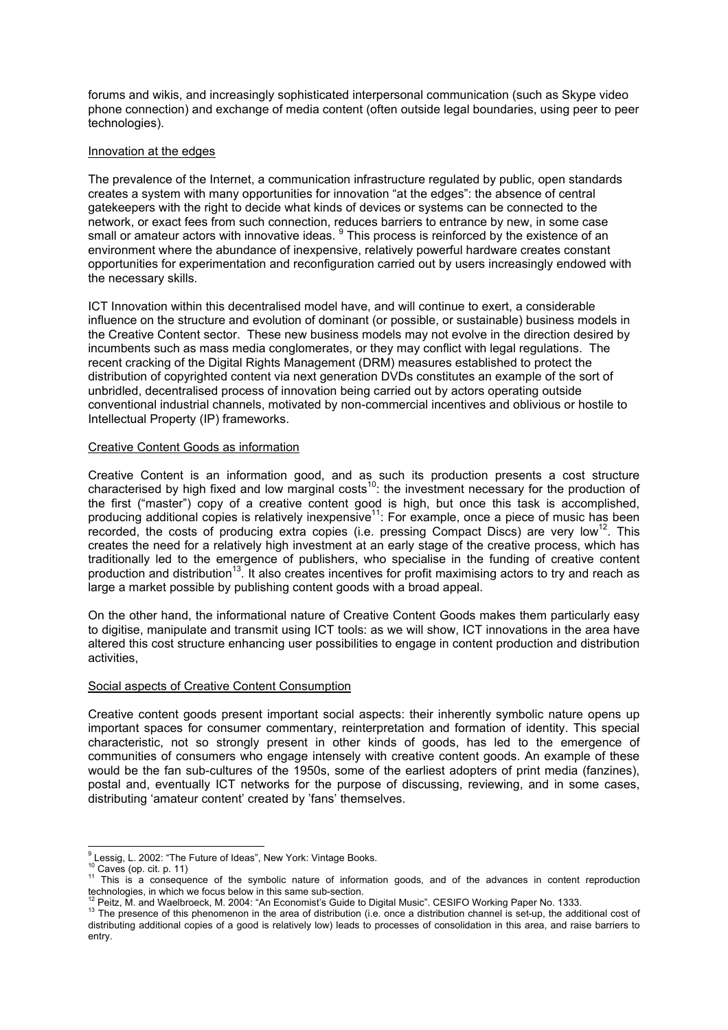forums and wikis, and increasingly sophisticated interpersonal communication (such as Skype video phone connection) and exchange of media content (often outside legal boundaries, using peer to peer technologies).

Innovation at the edges

The prevalence of the Internet, a communication infrastructure regulated by public, open standards creates a system with many opportunities for innovation "at the edges": the absence of central gatekeepers with the right to decide what kinds of devices or systems can be connected to the network, or exact fees from such connection, reduces barriers to entrance by new, in some case small or amateur actors with innovative ideas. [9] This process is reinforced by the existence of an environment where the abundance of inexpensive, relatively powerful hardware creates constant opportunities for experimentation and reconfiguration carried out by users increasingly endowed with the necessary skills.

ICT Innovation within this decentralised model have, and will continue to exert, a considerable influence on the structure and evolution of dominant (or possible, or sustainable) business models in the Creative Content sector. These new business models may not evolve in the direction desired by incumbents such as mass media conglomerates, or they may conflict with legal regulations. The recent cracking of the Digital Rights Management (DRM) measures established to protect the distribution of copyrighted content via next generation DVDs constitutes an example of the sort of unbridled, decentralised process of innovation being carried out by actors operating outside conventional industrial channels, motivated by non-commercial incentives and oblivious or hostile to Intellectual Property (IP) frameworks.

Creative Content Goods as information

Creative Content is an information good, and as such its production presents a cost structure characterised by high fixed and low marginal costs[10]: the investment necessary for the production of the first ("master") copy of a creative content good is high, but once this task is accomplished, producing additional copies is relatively inexpensive[11]: For example, once a piece of music has been recorded, the costs of producing extra copies (i.e. pressing Compact Discs) are very low[12]. This creates the need for a relatively high investment at an early stage of the creative process, which has traditionally led to the emergence of publishers, who specialise in the funding of creative content production and distribution[13]. It also creates incentives for profit maximising actors to try and reach as large a market possible by publishing content goods with a broad appeal.

On the other hand, the informational nature of Creative Content Goods makes them particularly easy to digitise, manipulate and transmit using ICT tools: as we will show, ICT innovations in the area have altered this cost structure enhancing user possibilities to engage in content production and distribution activities,

Social aspects of Creative Content Consumption

Creative content goods present important social aspects: their inherently symbolic nature opens up important spaces for consumer commentary, reinterpretation and formation of identity. This special characteristic, not so strongly present in other kinds of goods, has led to the emergence of communities of consumers who engage intensely with creative content goods. An example of these would be the fan sub-cultures of the 1950s, some of the earliest adopters of print media (fanzines), postal and, eventually ICT networks for the purpose of discussing, reviewing, and in some cases, distributing 'amateur content' created by 'fans' themselves.

---

[9] Lessig, L. 2002: "The Future of Ideas", New York: Vintage Books.

[10] Caves (op. cit. p. 11)

[11] This is a consequence of the symbolic nature of information goods, and of the advances in content reproduction technologies, in which we focus below in this same sub-section.

[12] Peitz, M. and Waelbroeck, M. 2004: "An Economist's Guide to Digital Music". CESIFO Working Paper No. 1333.

[13] The presence of this phenomenon in the area of distribution (i.e. once a distribution channel is set-up, the additional cost of distributing additional copies of a good is relatively low) leads to processes of consolidation in this area, and raise barriers to entry.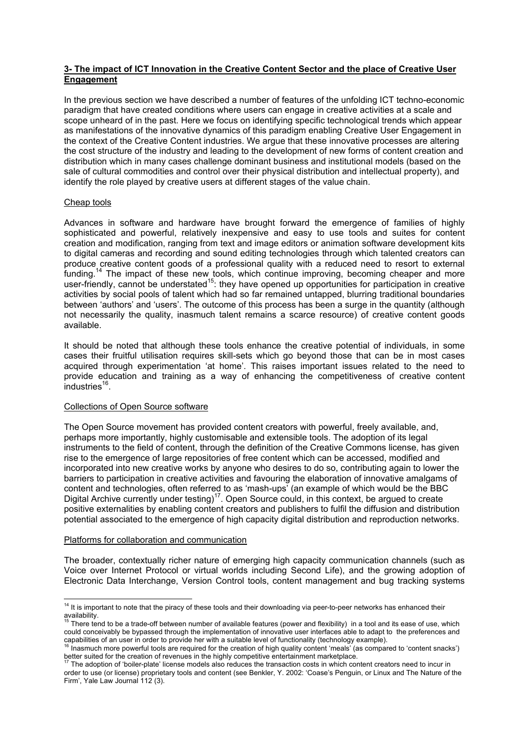**<u>3- The impact of ICT Innovation in the Creative Content Sector and the place of Creative User Engagement</u>**

In the previous section we have described a number of features of the unfolding ICT techno-economic paradigm that have created conditions where users can engage in creative activities at a scale and scope unheard of in the past. Here we focus on identifying specific technological trends which appear as manifestations of the innovative dynamics of this paradigm enabling Creative User Engagement in the context of the Creative Content industries. We argue that these innovative processes are altering the cost structure of the industry and leading to the development of new forms of content creation and distribution which in many cases challenge dominant business and institutional models (based on the sale of cultural commodities and control over their physical distribution and intellectual property), and identify the role played by creative users at different stages of the value chain.

<u>Cheap tools</u>

Advances in software and hardware have brought forward the emergence of families of highly sophisticated and powerful, relatively inexpensive and easy to use tools and suites for content creation and modification, ranging from text and image editors or animation software development kits to digital cameras and recording and sound editing technologies through which talented creators can produce creative content goods of a professional quality with a reduced need to resort to external funding.[14] The impact of these new tools, which continue improving, becoming cheaper and more user-friendly, cannot be understated[15]: they have opened up opportunities for participation in creative activities by social pools of talent which had so far remained untapped, blurring traditional boundaries between 'authors' and 'users'. The outcome of this process has been a surge in the quantity (although not necessarily the quality, inasmuch talent remains a scarce resource) of creative content goods available.

It should be noted that although these tools enhance the creative potential of individuals, in some cases their fruitful utilisation requires skill-sets which go beyond those that can be in most cases acquired through experimentation 'at home'. This raises important issues related to the need to provide education and training as a way of enhancing the competitiveness of creative content industries[16].

<u>Collections of Open Source software</u>

The Open Source movement has provided content creators with powerful, freely available, and, perhaps more importantly, highly customisable and extensible tools. The adoption of its legal instruments to the field of content, through the definition of the Creative Commons license, has given rise to the emergence of large repositories of free content which can be accessed, modified and incorporated into new creative works by anyone who desires to do so, contributing again to lower the barriers to participation in creative activities and favouring the elaboration of innovative amalgams of content and technologies, often referred to as 'mash-ups' (an example of which would be the BBC Digital Archive currently under testing)[17]. Open Source could, in this context, be argued to create positive externalities by enabling content creators and publishers to fulfil the diffusion and distribution potential associated to the emergence of high capacity digital distribution and reproduction networks.

<u>Platforms for collaboration and communication</u>

The broader, contextually richer nature of emerging high capacity communication channels (such as Voice over Internet Protocol or virtual worlds including Second Life), and the growing adoption of Electronic Data Interchange, Version Control tools, content management and bug tracking systems

---

[14] It is important to note that the piracy of these tools and their downloading via peer-to-peer networks has enhanced their availability.

[15] There tend to be a trade-off between number of available features (power and flexibility) in a tool and its ease of use, which could conceivably be bypassed through the implementation of innovative user interfaces able to adapt to the preferences and capabilities of an user in order to provide her with a suitable level of functionality (technology example).

[16] Inasmuch more powerful tools are required for the creation of high quality content 'meals' (as compared to 'content snacks') better suited for the creation of revenues in the highly competitive entertainment marketplace.

[17] The adoption of 'boiler-plate' license models also reduces the transaction costs in which content creators need to incur in order to use (or license) proprietary tools and content (see Benkler, Y. 2002: 'Coase's Penguin, or Linux and The Nature of the Firm', Yale Law Journal 112 (3).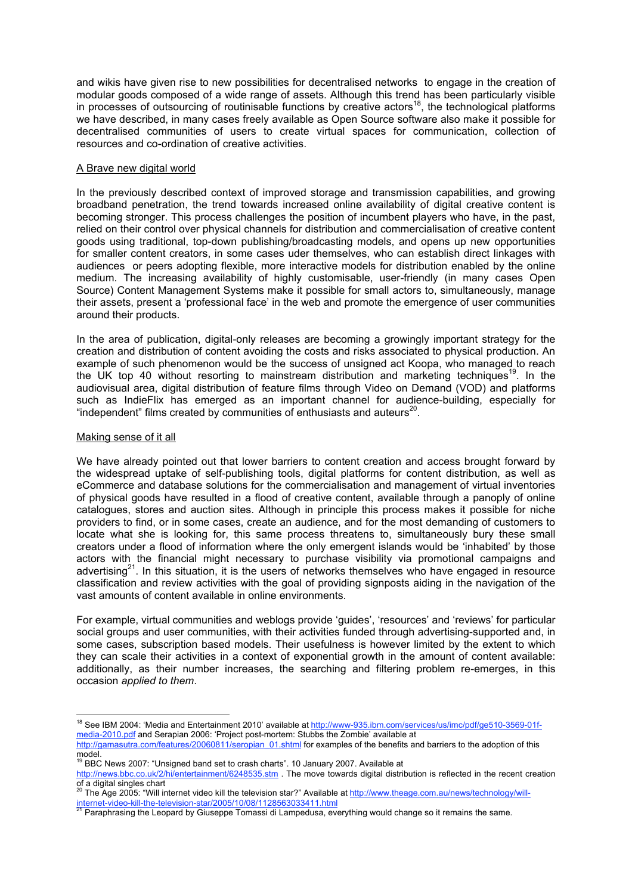and wikis have given rise to new possibilities for decentralised networks to engage in the creation of modular goods composed of a wide range of assets. Although this trend has been particularly visible in processes of outsourcing of routinisable functions by creative actors[18], the technological platforms we have described, in many cases freely available as Open Source software also make it possible for decentralised communities of users to create virtual spaces for communication, collection of resources and co-ordination of creative activities.

<u>A Brave new digital world</u>

In the previously described context of improved storage and transmission capabilities, and growing broadband penetration, the trend towards increased online availability of digital creative content is becoming stronger. This process challenges the position of incumbent players who have, in the past, relied on their control over physical channels for distribution and commercialisation of creative content goods using traditional, top-down publishing/broadcasting models, and opens up new opportunities for smaller content creators, in some cases uder themselves, who can establish direct linkages with audiences or peers adopting flexible, more interactive models for distribution enabled by the online medium. The increasing availability of highly customisable, user-friendly (in many cases Open Source) Content Management Systems make it possible for small actors to, simultaneously, manage their assets, present a 'professional face' in the web and promote the emergence of user communities around their products.

In the area of publication, digital-only releases are becoming a growingly important strategy for the creation and distribution of content avoiding the costs and risks associated to physical production. An example of such phenomenon would be the success of unsigned act Koopa, who managed to reach the UK top 40 without resorting to mainstream distribution and marketing techniques[19]. In the audiovisual area, digital distribution of feature films through Video on Demand (VOD) and platforms such as IndieFlix has emerged as an important channel for audience-building, especially for "independent" films created by communities of enthusiasts and auteurs[20].

<u>Making sense of it all</u>

We have already pointed out that lower barriers to content creation and access brought forward by the widespread uptake of self-publishing tools, digital platforms for content distribution, as well as eCommerce and database solutions for the commercialisation and management of virtual inventories of physical goods have resulted in a flood of creative content, available through a panoply of online catalogues, stores and auction sites. Although in principle this process makes it possible for niche providers to find, or in some cases, create an audience, and for the most demanding of customers to locate what she is looking for, this same process threatens to, simultaneously bury these small creators under a flood of information where the only emergent islands would be 'inhabited' by those actors with the financial might necessary to purchase visibility via promotional campaigns and advertising[21]. In this situation, it is the users of networks themselves who have engaged in resource classification and review activities with the goal of providing signposts aiding in the navigation of the vast amounts of content available in online environments.

For example, virtual communities and weblogs provide 'guides', 'resources' and 'reviews' for particular social groups and user communities, with their activities funded through advertising-supported and, in some cases, subscription based models. Their usefulness is however limited by the extent to which they can scale their activities in a context of exponential growth in the amount of content available: additionally, as their number increases, the searching and filtering problem re-emerges, in this occasion *applied to them*.

---

[18] See IBM 2004: 'Media and Entertainment 2010' available at http://www-935.ibm.com/services/us/imc/pdf/ge510-3569-01f-media-2010.pdf and Serapian 2006: 'Project post-mortem: Stubbs the Zombie' available at http://gamasutra.com/features/20060811/seropian_01.shtml for examples of the benefits and barriers to the adoption of this model.

[19] BBC News 2007: "Unsigned band set to crash charts". 10 January 2007. Available at http://news.bbc.co.uk/2/hi/entertainment/6248535.stm . The move towards digital distribution is reflected in the recent creation of a digital singles chart

[20] The Age 2005: "Will internet video kill the television star?" Available at http://www.theage.com.au/news/technology/will-internet-video-kill-the-television-star/2005/10/08/1128563033411.html

[21] Paraphrasing the Leopard by Giuseppe Tomassi di Lampedusa, everything would change so it remains the same.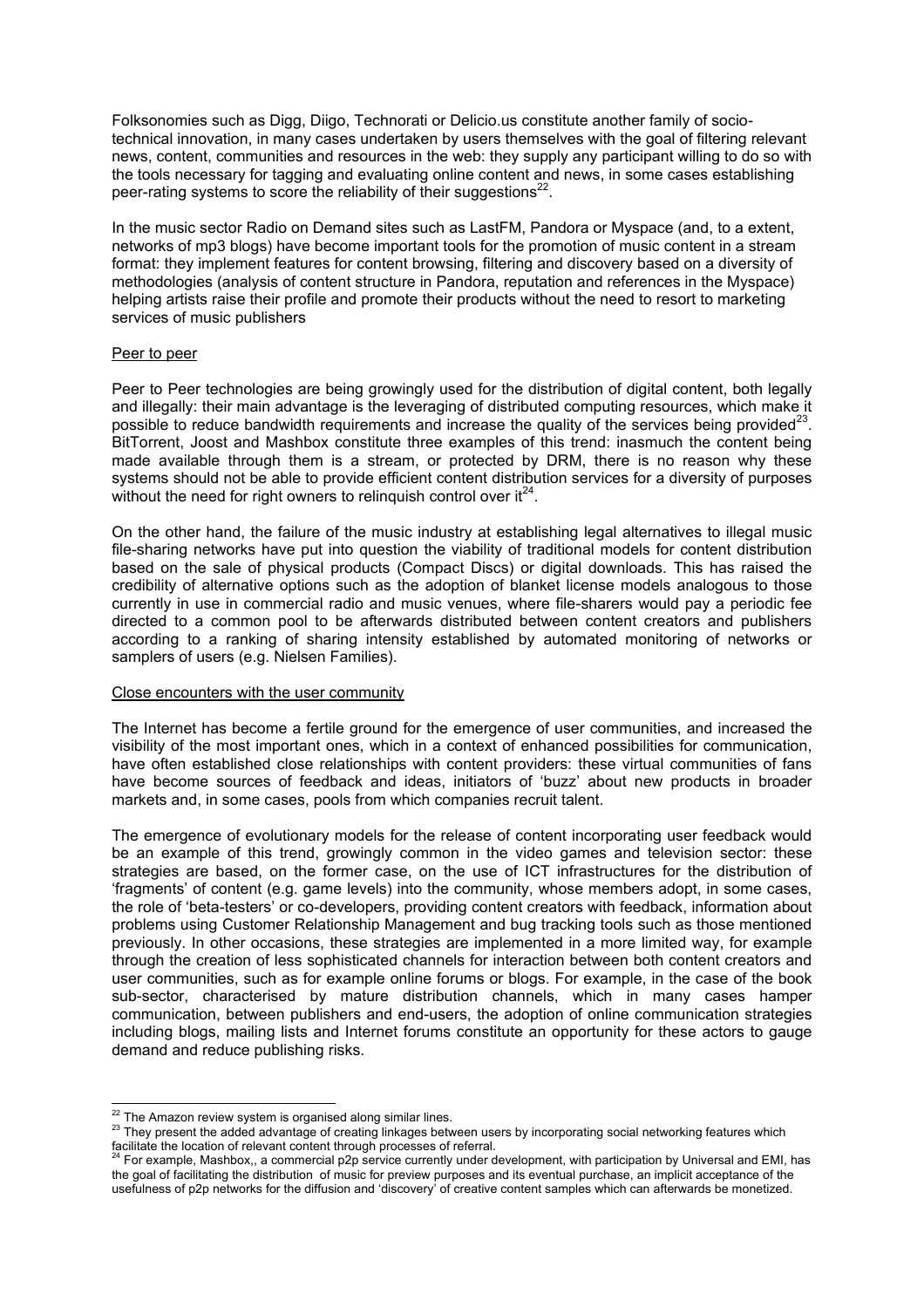Folksonomies such as Digg, Diigo, Technorati or Delicio.us constitute another family of socio-technical innovation, in many cases undertaken by users themselves with the goal of filtering relevant news, content, communities and resources in the web: they supply any participant willing to do so with the tools necessary for tagging and evaluating online content and news, in some cases establishing peer-rating systems to score the reliability of their suggestions[22].

In the music sector Radio on Demand sites such as LastFM, Pandora or Myspace (and, to a extent, networks of mp3 blogs) have become important tools for the promotion of music content in a stream format: they implement features for content browsing, filtering and discovery based on a diversity of methodologies (analysis of content structure in Pandora, reputation and references in the Myspace) helping artists raise their profile and promote their products without the need to resort to marketing services of music publishers

<u>Peer to peer</u>

Peer to Peer technologies are being growingly used for the distribution of digital content, both legally and illegally: their main advantage is the leveraging of distributed computing resources, which make it possible to reduce bandwidth requirements and increase the quality of the services being provided[23]. BitTorrent, Joost and Mashbox constitute three examples of this trend: inasmuch the content being made available through them is a stream, or protected by DRM, there is no reason why these systems should not be able to provide efficient content distribution services for a diversity of purposes without the need for right owners to relinquish control over it[24].

On the other hand, the failure of the music industry at establishing legal alternatives to illegal music file-sharing networks have put into question the viability of traditional models for content distribution based on the sale of physical products (Compact Discs) or digital downloads. This has raised the credibility of alternative options such as the adoption of blanket license models analogous to those currently in use in commercial radio and music venues, where file-sharers would pay a periodic fee directed to a common pool to be afterwards distributed between content creators and publishers according to a ranking of sharing intensity established by automated monitoring of networks or samplers of users (e.g. Nielsen Families).

<u>Close encounters with the user community</u>

The Internet has become a fertile ground for the emergence of user communities, and increased the visibility of the most important ones, which in a context of enhanced possibilities for communication, have often established close relationships with content providers: these virtual communities of fans have become sources of feedback and ideas, initiators of 'buzz' about new products in broader markets and, in some cases, pools from which companies recruit talent.

The emergence of evolutionary models for the release of content incorporating user feedback would be an example of this trend, growingly common in the video games and television sector: these strategies are based, on the former case, on the use of ICT infrastructures for the distribution of 'fragments' of content (e.g. game levels) into the community, whose members adopt, in some cases, the role of 'beta-testers' or co-developers, providing content creators with feedback, information about problems using Customer Relationship Management and bug tracking tools such as those mentioned previously. In other occasions, these strategies are implemented in a more limited way, for example through the creation of less sophisticated channels for interaction between both content creators and user communities, such as for example online forums or blogs. For example, in the case of the book sub-sector, characterised by mature distribution channels, which in many cases hamper communication, between publishers and end-users, the adoption of online communication strategies including blogs, mailing lists and Internet forums constitute an opportunity for these actors to gauge demand and reduce publishing risks.

---

[22] The Amazon review system is organised along similar lines.

[23] They present the added advantage of creating linkages between users by incorporating social networking features which facilitate the location of relevant content through processes of referral.

[24] For example, Mashbox,, a commercial p2p service currently under development, with participation by Universal and EMI, has the goal of facilitating the distribution of music for preview purposes and its eventual purchase, an implicit acceptance of the usefulness of p2p networks for the diffusion and 'discovery' of creative content samples which can afterwards be monetized.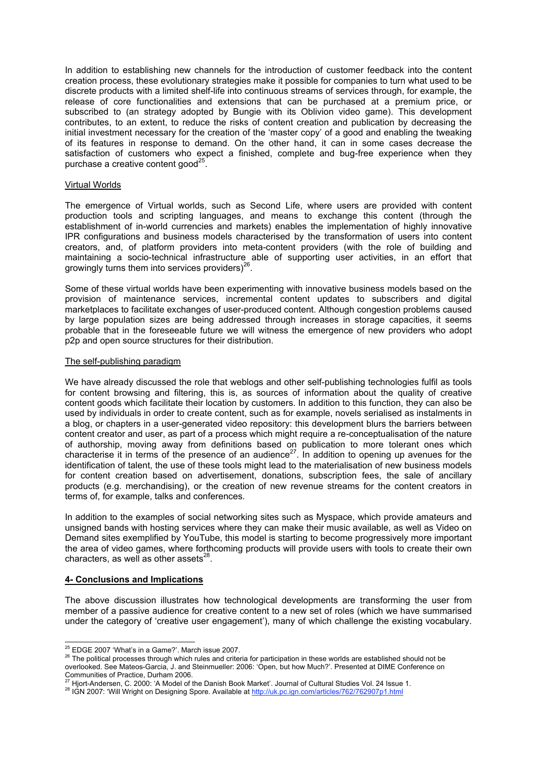In addition to establishing new channels for the introduction of customer feedback into the content creation process, these evolutionary strategies make it possible for companies to turn what used to be discrete products with a limited shelf-life into continuous streams of services through, for example, the release of core functionalities and extensions that can be purchased at a premium price, or subscribed to (an strategy adopted by Bungie with its Oblivion video game). This development contributes, to an extent, to reduce the risks of content creation and publication by decreasing the initial investment necessary for the creation of the 'master copy' of a good and enabling the tweaking of its features in response to demand. On the other hand, it can in some cases decrease the satisfaction of customers who expect a finished, complete and bug-free experience when they purchase a creative content good[25].

Virtual Worlds

The emergence of Virtual worlds, such as Second Life, where users are provided with content production tools and scripting languages, and means to exchange this content (through the establishment of in-world currencies and markets) enables the implementation of highly innovative IPR configurations and business models characterised by the transformation of users into content creators, and, of platform providers into meta-content providers (with the role of building and maintaining a socio-technical infrastructure able of supporting user activities, in an effort that growingly turns them into services providers)[26].

Some of these virtual worlds have been experimenting with innovative business models based on the provision of maintenance services, incremental content updates to subscribers and digital marketplaces to facilitate exchanges of user-produced content. Although congestion problems caused by large population sizes are being addressed through increases in storage capacities, it seems probable that in the foreseeable future we will witness the emergence of new providers who adopt p2p and open source structures for their distribution.

The self-publishing paradigm

We have already discussed the role that weblogs and other self-publishing technologies fulfil as tools for content browsing and filtering, this is, as sources of information about the quality of creative content goods which facilitate their location by customers. In addition to this function, they can also be used by individuals in order to create content, such as for example, novels serialised as instalments in a blog, or chapters in a user-generated video repository: this development blurs the barriers between content creator and user, as part of a process which might require a re-conceptualisation of the nature of authorship, moving away from definitions based on publication to more tolerant ones which characterise it in terms of the presence of an audience[27]. In addition to opening up avenues for the identification of talent, the use of these tools might lead to the materialisation of new business models for content creation based on advertisement, donations, subscription fees, the sale of ancillary products (e.g. merchandising), or the creation of new revenue streams for the content creators in terms of, for example, talks and conferences.

In addition to the examples of social networking sites such as Myspace, which provide amateurs and unsigned bands with hosting services where they can make their music available, as well as Video on Demand sites exemplified by YouTube, this model is starting to become progressively more important the area of video games, where forthcoming products will provide users with tools to create their own characters, as well as other assets[28].

## 4- Conclusions and Implications

The above discussion illustrates how technological developments are transforming the user from member of a passive audience for creative content to a new set of roles (which we have summarised under the category of 'creative user engagement'), many of which challenge the existing vocabulary.

---

[25] EDGE 2007 'What's in a Game?'. March issue 2007.

[26] The political processes through which rules and criteria for participation in these worlds are established should not be overlooked. See Mateos-Garcia, J. and Steinmueller: 2006: 'Open, but how Much?'. Presented at DIME Conference on Communities of Practice, Durham 2006.

[27] Hjort-Andersen, C. 2000: 'A Model of the Danish Book Market'. Journal of Cultural Studies Vol. 24 Issue 1.

[28] IGN 2007: 'Will Wright on Designing Spore. Available at http://uk.pc.ign.com/articles/762/762907p1.html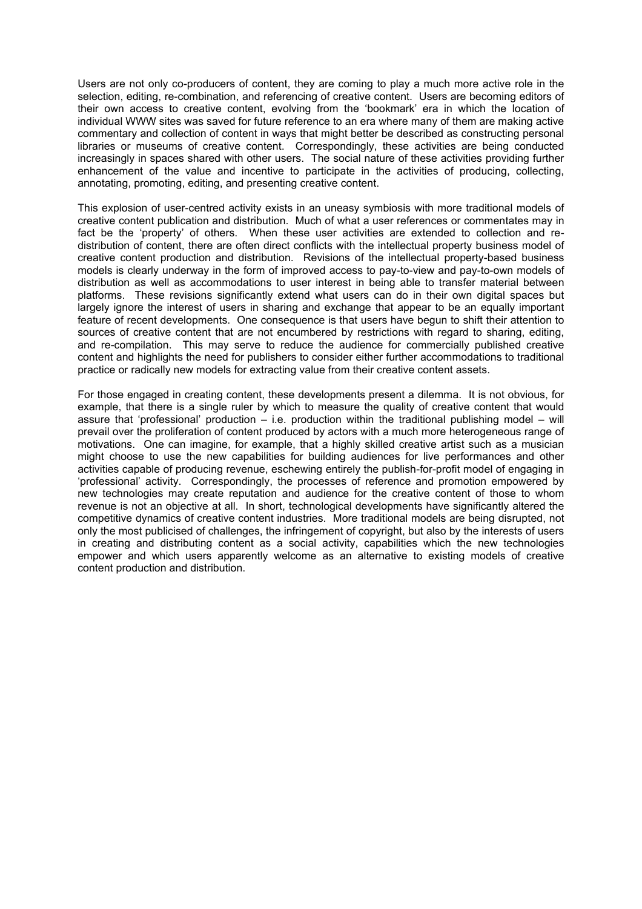Users are not only co-producers of content, they are coming to play a much more active role in the selection, editing, re-combination, and referencing of creative content. Users are becoming editors of their own access to creative content, evolving from the 'bookmark' era in which the location of individual WWW sites was saved for future reference to an era where many of them are making active commentary and collection of content in ways that might better be described as constructing personal libraries or museums of creative content. Correspondingly, these activities are being conducted increasingly in spaces shared with other users. The social nature of these activities providing further enhancement of the value and incentive to participate in the activities of producing, collecting, annotating, promoting, editing, and presenting creative content.

This explosion of user-centred activity exists in an uneasy symbiosis with more traditional models of creative content publication and distribution. Much of what a user references or commentates may in fact be the 'property' of others. When these user activities are extended to collection and re-distribution of content, there are often direct conflicts with the intellectual property business model of creative content production and distribution. Revisions of the intellectual property-based business models is clearly underway in the form of improved access to pay-to-view and pay-to-own models of distribution as well as accommodations to user interest in being able to transfer material between platforms. These revisions significantly extend what users can do in their own digital spaces but largely ignore the interest of users in sharing and exchange that appear to be an equally important feature of recent developments. One consequence is that users have begun to shift their attention to sources of creative content that are not encumbered by restrictions with regard to sharing, editing, and re-compilation. This may serve to reduce the audience for commercially published creative content and highlights the need for publishers to consider either further accommodations to traditional practice or radically new models for extracting value from their creative content assets.

For those engaged in creating content, these developments present a dilemma. It is not obvious, for example, that there is a single ruler by which to measure the quality of creative content that would assure that 'professional' production – i.e. production within the traditional publishing model – will prevail over the proliferation of content produced by actors with a much more heterogeneous range of motivations. One can imagine, for example, that a highly skilled creative artist such as a musician might choose to use the new capabilities for building audiences for live performances and other activities capable of producing revenue, eschewing entirely the publish-for-profit model of engaging in 'professional' activity. Correspondingly, the processes of reference and promotion empowered by new technologies may create reputation and audience for the creative content of those to whom revenue is not an objective at all. In short, technological developments have significantly altered the competitive dynamics of creative content industries. More traditional models are being disrupted, not only the most publicised of challenges, the infringement of copyright, but also by the interests of users in creating and distributing content as a social activity, capabilities which the new technologies empower and which users apparently welcome as an alternative to existing models of creative content production and distribution.